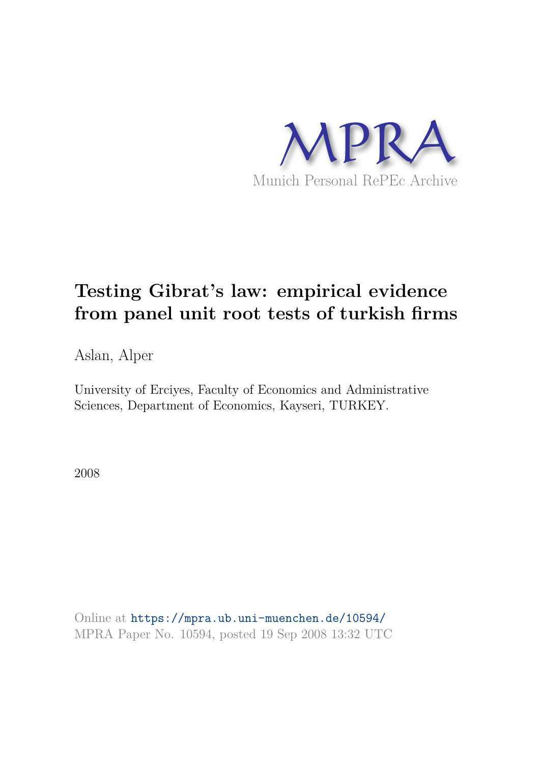MPRA

Munich Personal RePEc Archive

# Testing Gibrat's law: empirical evidence from panel unit root tests of turkish firms

Aslan, Alper

University of Erciyes, Faculty of Economics and Administrative Sciences, Department of Economics, Kayseri, TURKEY.

2008

Online at https://mpra.ub.uni-muenchen.de/10594/
MPRA Paper No. 10594, posted 19 Sep 2008 13:32 UTC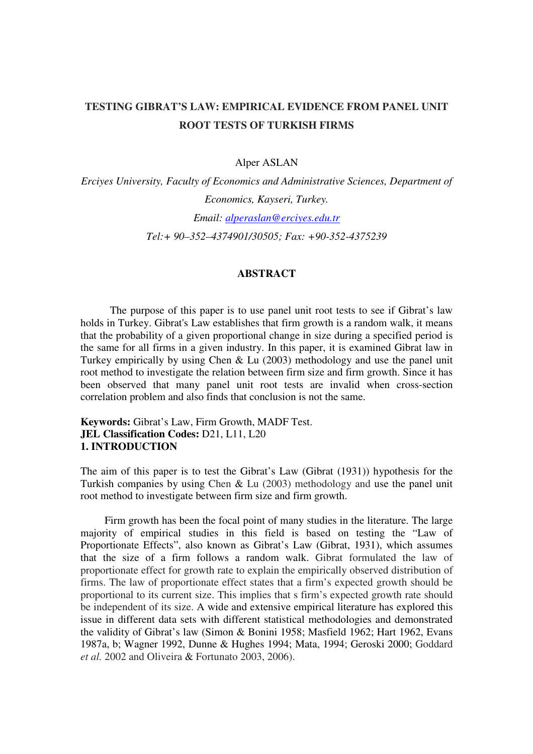# TESTING GIBRAT'S LAW: EMPIRICAL EVIDENCE FROM PANEL UNIT ROOT TESTS OF TURKISH FIRMS

Alper ASLAN

*Erciyes University, Faculty of Economics and Administrative Sciences, Department of Economics, Kayseri, Turkey.*

*Email: alperaslan@erciyes.edu.tr*

*Tel:+ 90–352–4374901/30505; Fax: +90-352-4375239*

## ABSTRACT

The purpose of this paper is to use panel unit root tests to see if Gibrat's law holds in Turkey. Gibrat's Law establishes that firm growth is a random walk, it means that the probability of a given proportional change in size during a specified period is the same for all firms in a given industry. In this paper, it is examined Gibrat law in Turkey empirically by using Chen & Lu (2003) methodology and use the panel unit root method to investigate the relation between firm size and firm growth. Since it has been observed that many panel unit root tests are invalid when cross-section correlation problem and also finds that conclusion is not the same.

**Keywords:** Gibrat's Law, Firm Growth, MADF Test.
**JEL Classification Codes:** D21, L11, L20

## 1. INTRODUCTION

The aim of this paper is to test the Gibrat's Law (Gibrat (1931)) hypothesis for the Turkish companies by using Chen & Lu (2003) methodology and use the panel unit root method to investigate between firm size and firm growth.

Firm growth has been the focal point of many studies in the literature. The large majority of empirical studies in this field is based on testing the "Law of Proportionate Effects", also known as Gibrat's Law (Gibrat, 1931), which assumes that the size of a firm follows a random walk. Gibrat formulated the law of proportionate effect for growth rate to explain the empirically observed distribution of firms. The law of proportionate effect states that a firm's expected growth should be proportional to its current size. This implies that s firm's expected growth rate should be independent of its size. A wide and extensive empirical literature has explored this issue in different data sets with different statistical methodologies and demonstrated the validity of Gibrat's law (Simon & Bonini 1958; Masfield 1962; Hart 1962, Evans 1987a, b; Wagner 1992, Dunne & Hughes 1994; Mata, 1994; Geroski 2000; Goddard *et al.* 2002 and Oliveira & Fortunato 2003, 2006).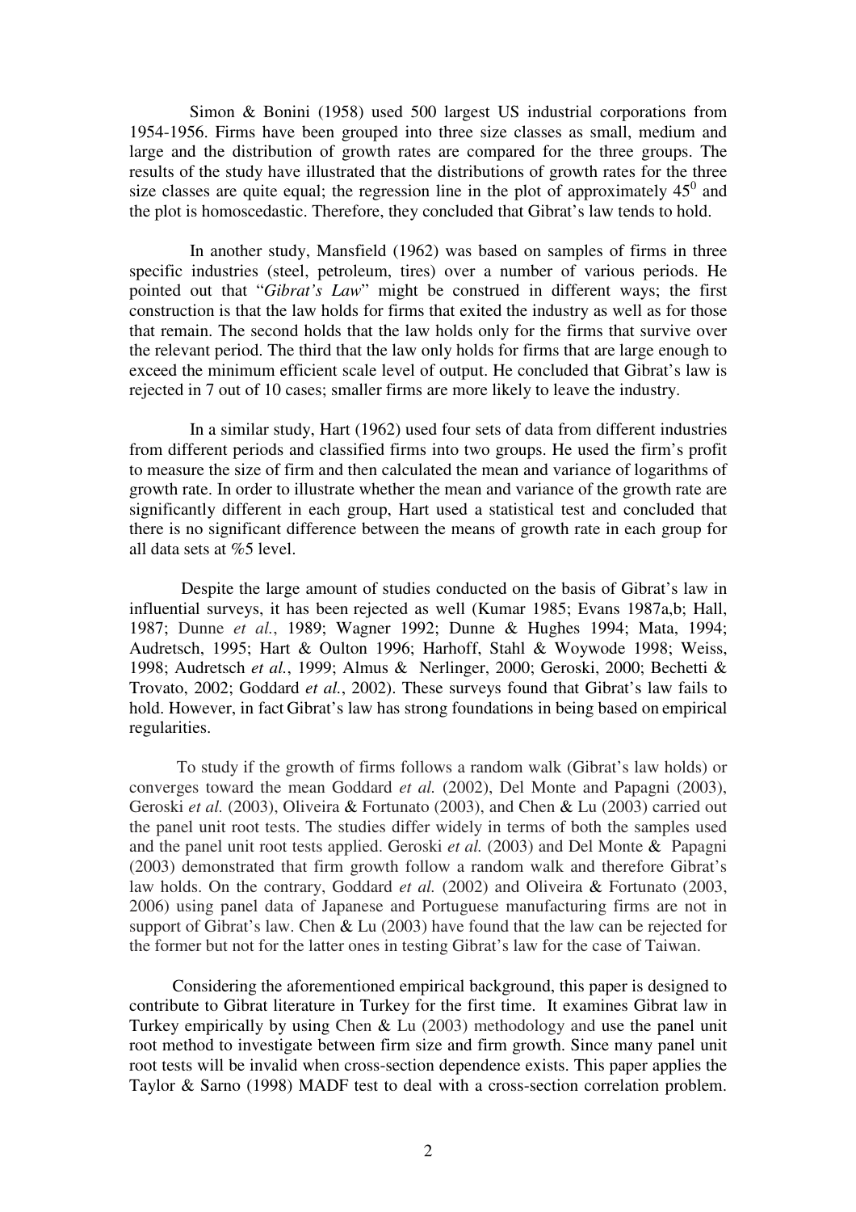Simon & Bonini (1958) used 500 largest US industrial corporations from 1954-1956. Firms have been grouped into three size classes as small, medium and large and the distribution of growth rates are compared for the three groups. The results of the study have illustrated that the distributions of growth rates for the three size classes are quite equal; the regression line in the plot of approximately $45^0$ and the plot is homoscedastic. Therefore, they concluded that Gibrat's law tends to hold.

In another study, Mansfield (1962) was based on samples of firms in three specific industries (steel, petroleum, tires) over a number of various periods. He pointed out that "*Gibrat's Law*" might be construed in different ways; the first construction is that the law holds for firms that exited the industry as well as for those that remain. The second holds that the law holds only for the firms that survive over the relevant period. The third that the law only holds for firms that are large enough to exceed the minimum efficient scale level of output. He concluded that Gibrat's law is rejected in 7 out of 10 cases; smaller firms are more likely to leave the industry.

In a similar study, Hart (1962) used four sets of data from different industries from different periods and classified firms into two groups. He used the firm's profit to measure the size of firm and then calculated the mean and variance of logarithms of growth rate. In order to illustrate whether the mean and variance of the growth rate are significantly different in each group, Hart used a statistical test and concluded that there is no significant difference between the means of growth rate in each group for all data sets at %5 level.

Despite the large amount of studies conducted on the basis of Gibrat's law in influential surveys, it has been rejected as well (Kumar 1985; Evans 1987a,b; Hall, 1987; Dunne *et al.*, 1989; Wagner 1992; Dunne & Hughes 1994; Mata, 1994; Audretsch, 1995; Hart & Oulton 1996; Harhoff, Stahl & Woywode 1998; Weiss, 1998; Audretsch *et al.*, 1999; Almus & Nerlinger, 2000; Geroski, 2000; Bechetti & Trovato, 2002; Goddard *et al.*, 2002). These surveys found that Gibrat's law fails to hold. However, in fact Gibrat's law has strong foundations in being based on empirical regularities.

To study if the growth of firms follows a random walk (Gibrat's law holds) or converges toward the mean Goddard *et al.* (2002), Del Monte and Papagni (2003), Geroski *et al.* (2003), Oliveira & Fortunato (2003), and Chen & Lu (2003) carried out the panel unit root tests. The studies differ widely in terms of both the samples used and the panel unit root tests applied. Geroski *et al.* (2003) and Del Monte & Papagni (2003) demonstrated that firm growth follow a random walk and therefore Gibrat's law holds. On the contrary, Goddard *et al.* (2002) and Oliveira & Fortunato (2003, 2006) using panel data of Japanese and Portuguese manufacturing firms are not in support of Gibrat's law. Chen & Lu (2003) have found that the law can be rejected for the former but not for the latter ones in testing Gibrat's law for the case of Taiwan.

Considering the aforementioned empirical background, this paper is designed to contribute to Gibrat literature in Turkey for the first time. It examines Gibrat law in Turkey empirically by using Chen & Lu (2003) methodology and use the panel unit root method to investigate between firm size and firm growth. Since many panel unit root tests will be invalid when cross-section dependence exists. This paper applies the Taylor & Sarno (1998) MADF test to deal with a cross-section correlation problem.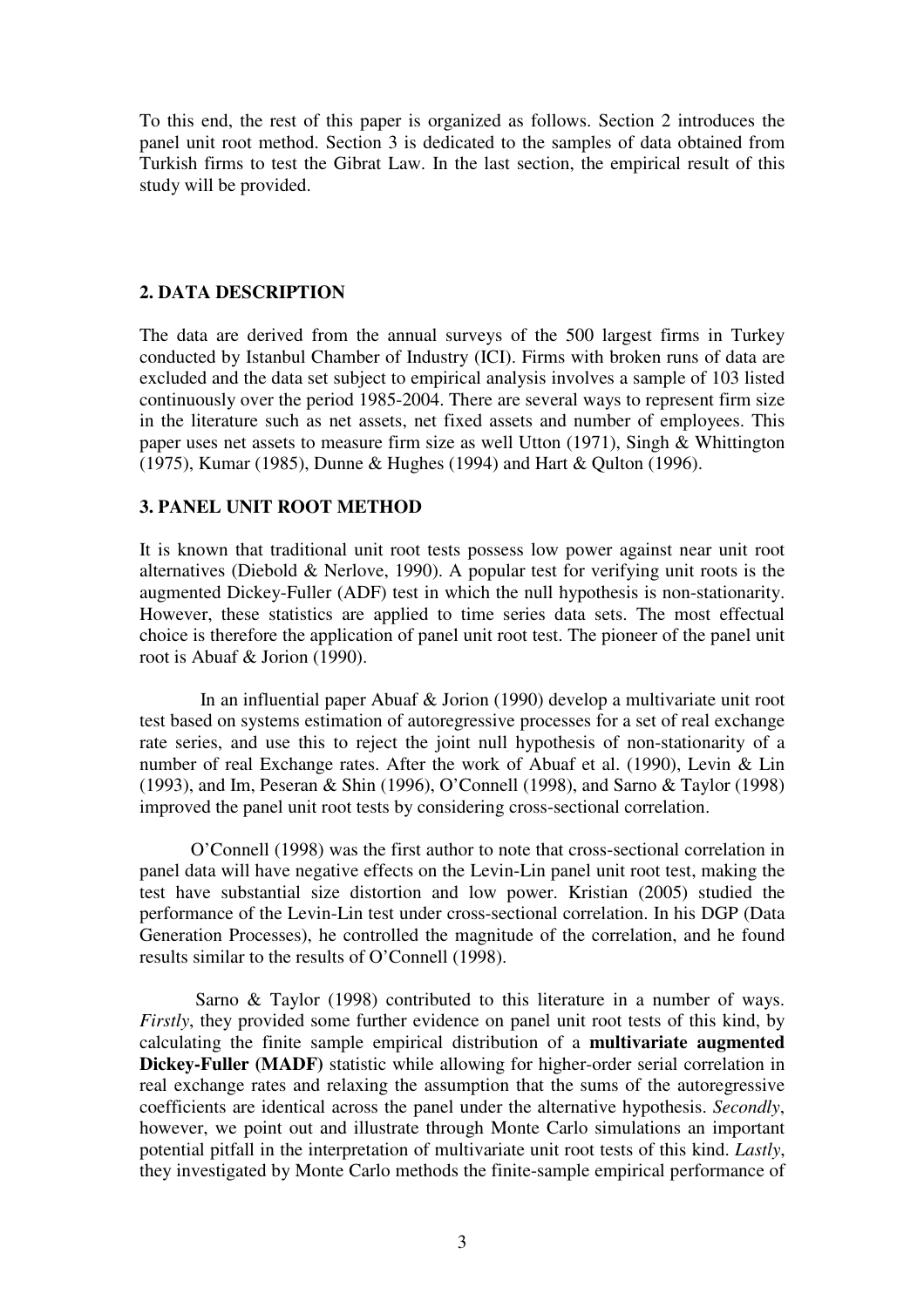To this end, the rest of this paper is organized as follows. Section 2 introduces the panel unit root method. Section 3 is dedicated to the samples of data obtained from Turkish firms to test the Gibrat Law. In the last section, the empirical result of this study will be provided.

## 2. DATA DESCRIPTION

The data are derived from the annual surveys of the 500 largest firms in Turkey conducted by Istanbul Chamber of Industry (ICI). Firms with broken runs of data are excluded and the data set subject to empirical analysis involves a sample of 103 listed continuously over the period 1985-2004. There are several ways to represent firm size in the literature such as net assets, net fixed assets and number of employees. This paper uses net assets to measure firm size as well Utton (1971), Singh & Whittington (1975), Kumar (1985), Dunne & Hughes (1994) and Hart & Qulton (1996).

## 3. PANEL UNIT ROOT METHOD

It is known that traditional unit root tests possess low power against near unit root alternatives (Diebold & Nerlove, 1990). A popular test for verifying unit roots is the augmented Dickey-Fuller (ADF) test in which the null hypothesis is non-stationarity. However, these statistics are applied to time series data sets. The most effectual choice is therefore the application of panel unit root test. The pioneer of the panel unit root is Abuaf & Jorion (1990).

In an influential paper Abuaf & Jorion (1990) develop a multivariate unit root test based on systems estimation of autoregressive processes for a set of real exchange rate series, and use this to reject the joint null hypothesis of non-stationarity of a number of real Exchange rates. After the work of Abuaf et al. (1990), Levin & Lin (1993), and Im, Peseran & Shin (1996), O'Connell (1998), and Sarno & Taylor (1998) improved the panel unit root tests by considering cross-sectional correlation.

O'Connell (1998) was the first author to note that cross-sectional correlation in panel data will have negative effects on the Levin-Lin panel unit root test, making the test have substantial size distortion and low power. Kristian (2005) studied the performance of the Levin-Lin test under cross-sectional correlation. In his DGP (Data Generation Processes), he controlled the magnitude of the correlation, and he found results similar to the results of O'Connell (1998).

Sarno & Taylor (1998) contributed to this literature in a number of ways. *Firstly*, they provided some further evidence on panel unit root tests of this kind, by calculating the finite sample empirical distribution of a **multivariate augmented Dickey-Fuller (MADF)** statistic while allowing for higher-order serial correlation in real exchange rates and relaxing the assumption that the sums of the autoregressive coefficients are identical across the panel under the alternative hypothesis. *Secondly*, however, we point out and illustrate through Monte Carlo simulations an important potential pitfall in the interpretation of multivariate unit root tests of this kind. *Lastly*, they investigated by Monte Carlo methods the finite-sample empirical performance of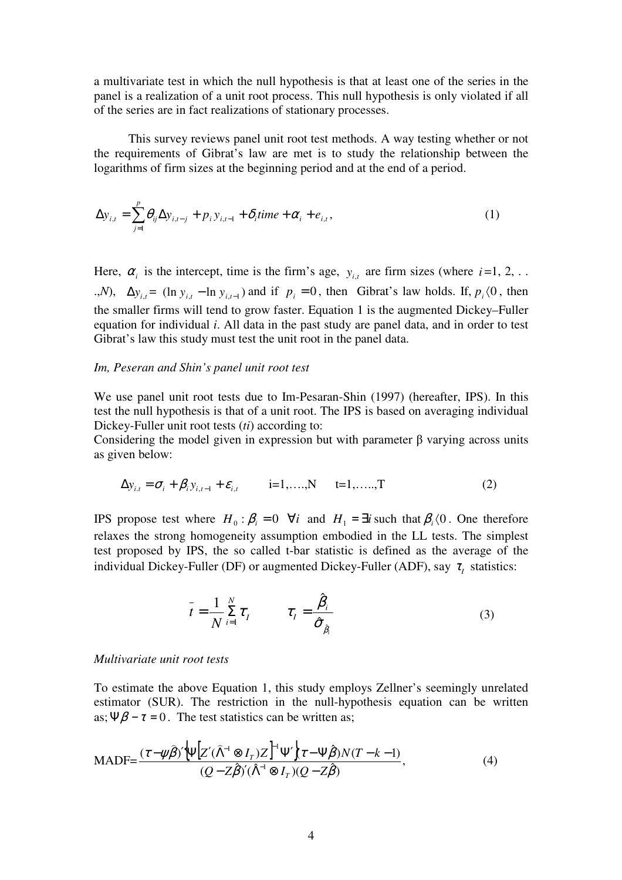a multivariate test in which the null hypothesis is that at least one of the series in the panel is a realization of a unit root process. This null hypothesis is only violated if all of the series are in fact realizations of stationary processes.

This survey reviews panel unit root test methods. A way testing whether or not the requirements of Gibrat's law are met is to study the relationship between the logarithms of firm sizes at the beginning period and at the end of a period.

$$\Delta y_{i,t} = \sum_{j=1}^{p} \theta_{ij} \Delta y_{i,t-j} + p_i y_{i,t-1} + \delta_i time + \alpha_i + e_{i,t}, \tag{1}$$

Here, $\alpha_i$ is the intercept, time is the firm's age, $y_{i,t}$ are firm sizes (where $i$=1, 2, . . .,$N$), $\Delta y_{i,t}$ = $(\ln y_{i,t} - \ln y_{i,t-1})$ and if $p_i = 0$, then Gibrat's law holds. If, $p_i \langle 0$, then the smaller firms will tend to grow faster. Equation 1 is the augmented Dickey–Fuller equation for individual *i*. All data in the past study are panel data, and in order to test Gibrat's law this study must test the unit root in the panel data.

*Im, Peseran and Shin's panel unit root test*

We use panel unit root tests due to Im-Pesaran-Shin (1997) (hereafter, IPS). In this test the null hypothesis is that of a unit root. The IPS is based on averaging individual Dickey-Fuller unit root tests (*ti*) according to:
Considering the model given in expression but with parameter β varying across units as given below:

$$\Delta y_{i,t} = \sigma_i + \beta_i y_{i,t-1} + \varepsilon_{i,t} \qquad i=1,\ldots,N \qquad t=1,\ldots,T \tag{2}$$

IPS propose test where $H_0 : \beta_i = 0 \;\; \forall i$ and $H_1 = \exists i$ such that $\beta_i \langle 0$. One therefore relaxes the strong homogeneity assumption embodied in the LL tests. The simplest test proposed by IPS, the so called t-bar statistic is defined as the average of the individual Dickey-Fuller (DF) or augmented Dickey-Fuller (ADF), say $\tau_I$ statistics:

$$\bar{t} = \frac{1}{N} \sum_{i=1}^{N} \tau_I \qquad \tau_I = \frac{\hat{\beta}_i}{\hat{\sigma}_{\hat{\beta}_i}} \tag{3}$$

*Multivariate unit root tests*

To estimate the above Equation 1, this study employs Zellner's seemingly unrelated estimator (SUR). The restriction in the null-hypothesis equation can be written as; $\Psi\beta - \tau = 0$. The test statistics can be written as;

$$\text{MADF} = \frac{(\tau - \psi\hat{\beta})' \left\{ \Psi \left[ Z'(\hat{\Lambda}^{-1} \otimes I_T) Z \right]^{-1} \Psi' \right\} (\tau - \Psi\hat{\beta}) N(T-k-1)}{(Q - Z\hat{\beta})'(\hat{\Lambda}^{-1} \otimes I_T)(Q - Z\hat{\beta})}, \tag{4}$$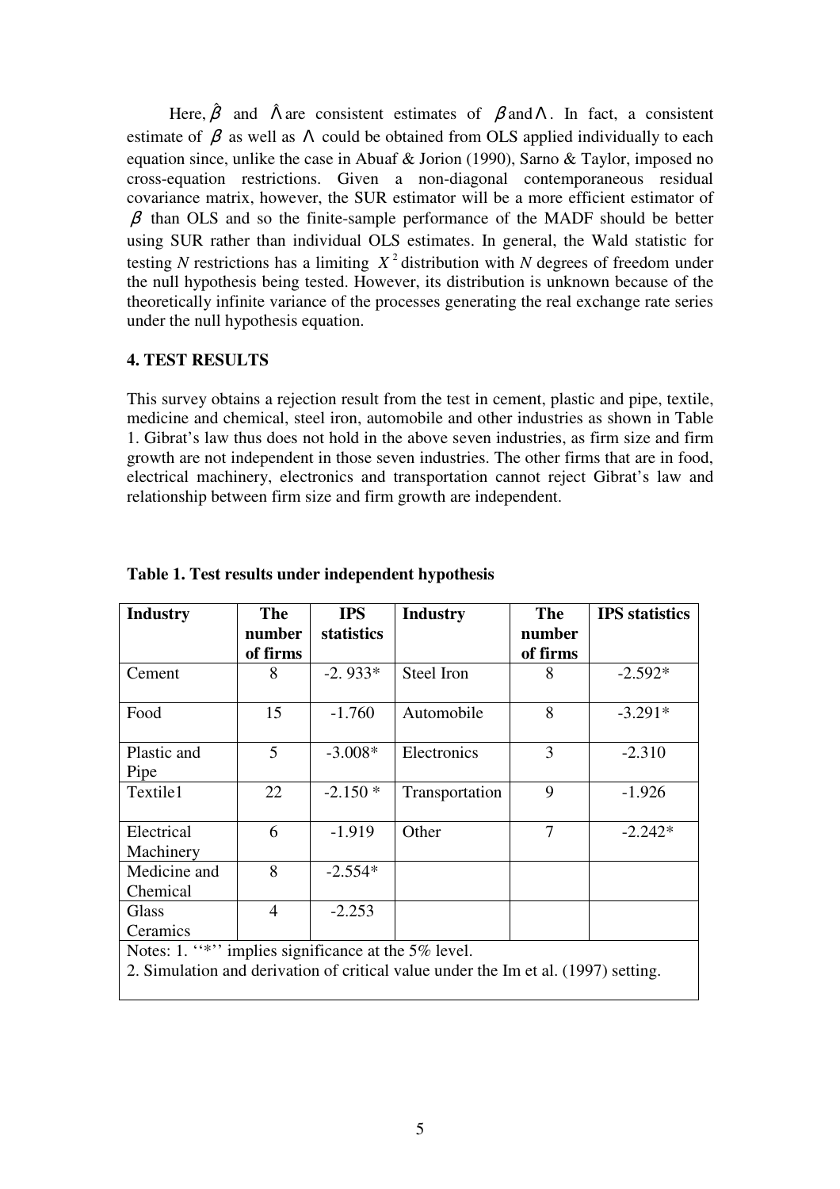Here, $\hat{\beta}$ and $\hat{\Lambda}$ are consistent estimates of $\beta$ and $\Lambda$. In fact, a consistent estimate of $\beta$ as well as $\Lambda$ could be obtained from OLS applied individually to each equation since, unlike the case in Abuaf & Jorion (1990), Sarno & Taylor, imposed no cross-equation restrictions. Given a non-diagonal contemporaneous residual covariance matrix, however, the SUR estimator will be a more efficient estimator of $\beta$ than OLS and so the finite-sample performance of the MADF should be better using SUR rather than individual OLS estimates. In general, the Wald statistic for testing *N* restrictions has a limiting $X^2$ distribution with *N* degrees of freedom under the null hypothesis being tested. However, its distribution is unknown because of the theoretically infinite variance of the processes generating the real exchange rate series under the null hypothesis equation.

## 4. TEST RESULTS

This survey obtains a rejection result from the test in cement, plastic and pipe, textile, medicine and chemical, steel iron, automobile and other industries as shown in Table 1. Gibrat's law thus does not hold in the above seven industries, as firm size and firm growth are not independent in those seven industries. The other firms that are in food, electrical machinery, electronics and transportation cannot reject Gibrat's law and relationship between firm size and firm growth are independent.

**Table 1. Test results under independent hypothesis**

| Industry | The number of firms | IPS statistics | Industry | The number of firms | IPS statistics |
|---|---|---|---|---|---|
| Cement | 8 | -2. 933* | Steel Iron | 8 | -2.592* |
| Food | 15 | -1.760 | Automobile | 8 | -3.291* |
| Plastic and Pipe | 5 | -3.008* | Electronics | 3 | -2.310 |
| Textile1 | 22 | -2.150 * | Transportation | 9 | -1.926 |
| Electrical Machinery | 6 | -1.919 | Other | 7 | -2.242* |
| Medicine and Chemical | 8 | -2.554* | | | |
| Glass Ceramics | 4 | -2.253 | | | |

Notes: 1. ''*'' implies significance at the 5% level.
2. Simulation and derivation of critical value under the Im et al. (1997) setting.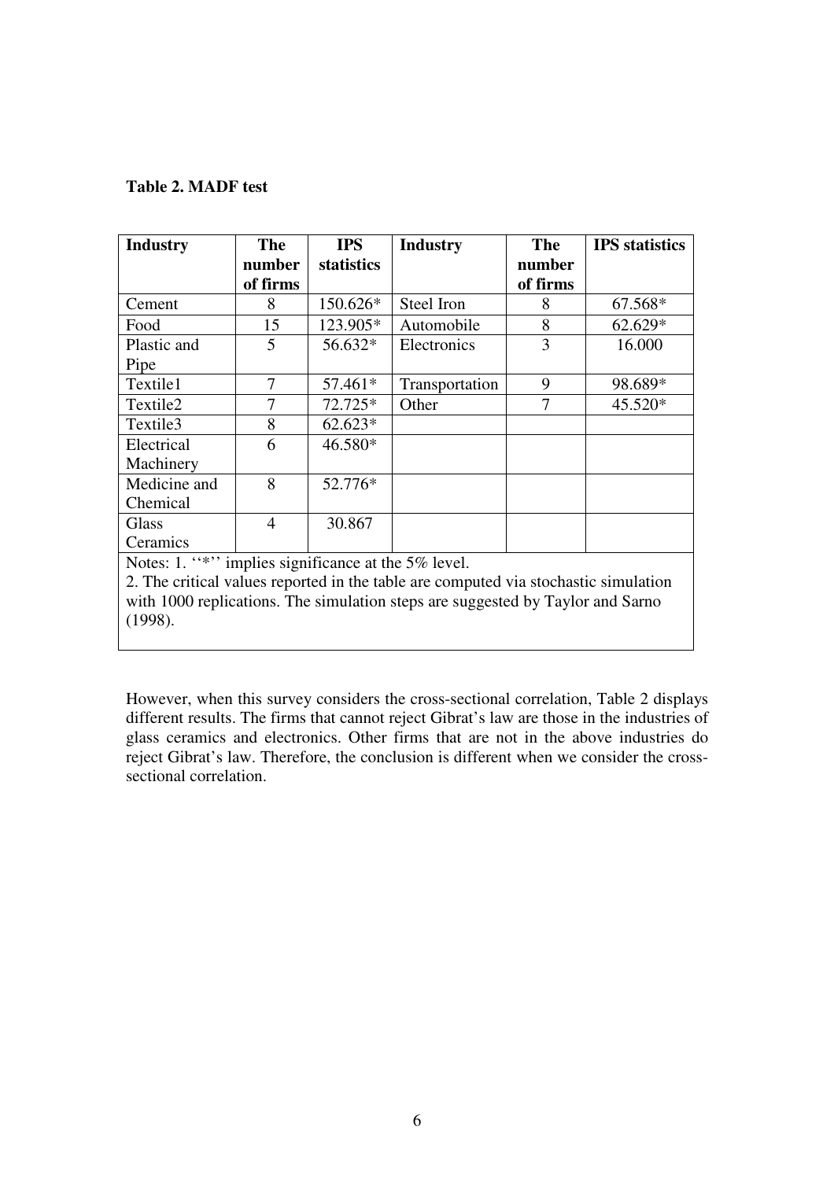**Table 2. MADF test**

| Industry | The number of firms | IPS statistics | Industry | The number of firms | IPS statistics |
|---|---|---|---|---|---|
| Cement | 8 | 150.626* | Steel Iron | 8 | 67.568* |
| Food | 15 | 123.905* | Automobile | 8 | 62.629* |
| Plastic and Pipe | 5 | 56.632* | Electronics | 3 | 16.000 |
| Textile1 | 7 | 57.461* | Transportation | 9 | 98.689* |
| Textile2 | 7 | 72.725* | Other | 7 | 45.520* |
| Textile3 | 8 | 62.623* | | | |
| Electrical Machinery | 6 | 46.580* | | | |
| Medicine and Chemical | 8 | 52.776* | | | |
| Glass Ceramics | 4 | 30.867 | | | |

Notes: 1. ''*'' implies significance at the 5% level.
2. The critical values reported in the table are computed via stochastic simulation with 1000 replications. The simulation steps are suggested by Taylor and Sarno (1998).

However, when this survey considers the cross-sectional correlation, Table 2 displays different results. The firms that cannot reject Gibrat's law are those in the industries of glass ceramics and electronics. Other firms that are not in the above industries do reject Gibrat's law. Therefore, the conclusion is different when we consider the cross-sectional correlation.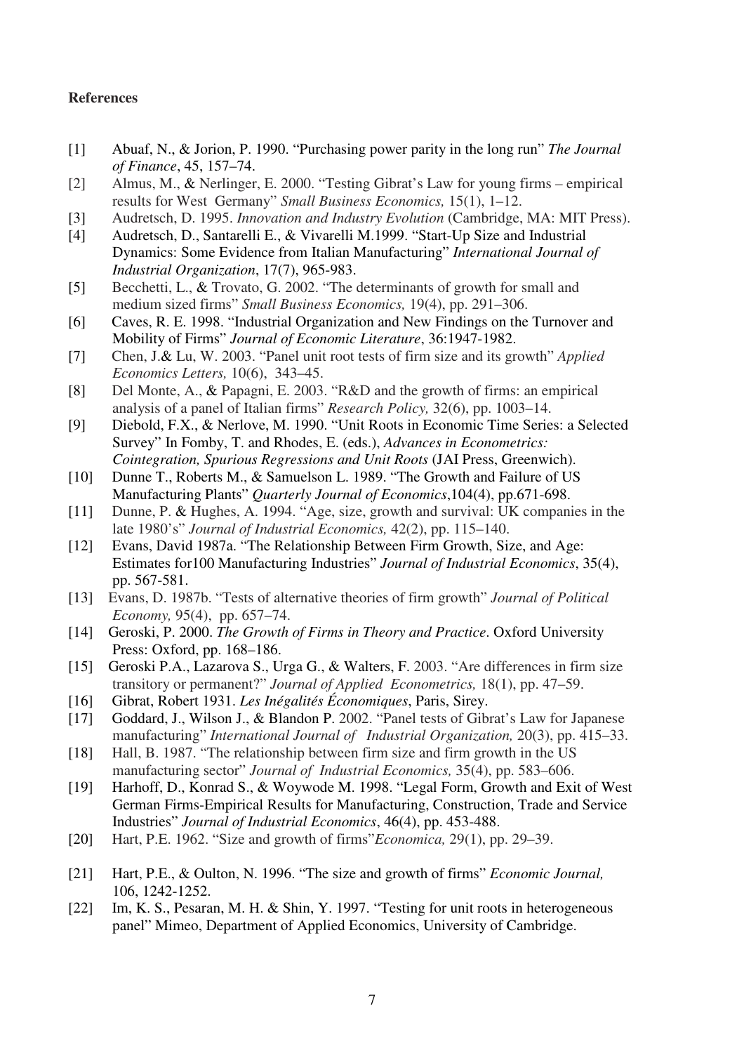**References**

[1] Abuaf, N., & Jorion, P. 1990. "Purchasing power parity in the long run" *The Journal of Finance*, 45, 157–74.

[2] Almus, M., & Nerlinger, E. 2000. "Testing Gibrat's Law for young firms – empirical results for West Germany" *Small Business Economics,* 15(1), 1–12.

[3] Audretsch, D. 1995. *Innovation and Industry Evolution* (Cambridge, MA: MIT Press).

[4] Audretsch, D., Santarelli E., & Vivarelli M.1999. "Start-Up Size and Industrial Dynamics: Some Evidence from Italian Manufacturing" *International Journal of Industrial Organization*, 17(7), 965-983.

[5] Becchetti, L., & Trovato, G. 2002. "The determinants of growth for small and medium sized firms" *Small Business Economics,* 19(4), pp. 291–306.

[6] Caves, R. E. 1998. "Industrial Organization and New Findings on the Turnover and Mobility of Firms" *Journal of Economic Literature*, 36:1947-1982.

[7] Chen, J.& Lu, W. 2003. "Panel unit root tests of firm size and its growth" *Applied Economics Letters,* 10(6), 343–45.

[8] Del Monte, A., & Papagni, E. 2003. "R&D and the growth of firms: an empirical analysis of a panel of Italian firms" *Research Policy,* 32(6), pp. 1003–14.

[9] Diebold, F.X., & Nerlove, M. 1990. "Unit Roots in Economic Time Series: a Selected Survey" In Fomby, T. and Rhodes, E. (eds.), *Advances in Econometrics: Cointegration, Spurious Regressions and Unit Roots* (JAI Press, Greenwich).

[10] Dunne T., Roberts M., & Samuelson L. 1989. "The Growth and Failure of US Manufacturing Plants" *Quarterly Journal of Economics*,104(4), pp.671-698.

[11] Dunne, P. & Hughes, A. 1994. "Age, size, growth and survival: UK companies in the late 1980's" *Journal of Industrial Economics,* 42(2), pp. 115–140.

[12] Evans, David 1987a. "The Relationship Between Firm Growth, Size, and Age: Estimates for100 Manufacturing Industries" *Journal of Industrial Economics*, 35(4), pp. 567-581.

[13] Evans, D. 1987b. "Tests of alternative theories of firm growth" *Journal of Political Economy,* 95(4), pp. 657–74.

[14] Geroski, P. 2000. *The Growth of Firms in Theory and Practice*. Oxford University Press: Oxford, pp. 168–186.

[15] Geroski P.A., Lazarova S., Urga G., & Walters, F. 2003. "Are differences in firm size transitory or permanent?" *Journal of Applied Econometrics,* 18(1), pp. 47–59.

[16] Gibrat, Robert 1931. *Les Inégalités Économiques*, Paris, Sirey.

[17] Goddard, J., Wilson J., & Blandon P. 2002. "Panel tests of Gibrat's Law for Japanese manufacturing" *International Journal of Industrial Organization,* 20(3), pp. 415–33.

[18] Hall, B. 1987. "The relationship between firm size and firm growth in the US manufacturing sector" *Journal of Industrial Economics,* 35(4), pp. 583–606.

[19] Harhoff, D., Konrad S., & Woywode M. 1998. "Legal Form, Growth and Exit of West German Firms-Empirical Results for Manufacturing, Construction, Trade and Service Industries" *Journal of Industrial Economics*, 46(4), pp. 453-488.

[20] Hart, P.E. 1962. "Size and growth of firms"*Economica,* 29(1), pp. 29–39.

[21] Hart, P.E., & Oulton, N. 1996. "The size and growth of firms" *Economic Journal,* 106, 1242-1252.

[22] Im, K. S., Pesaran, M. H. & Shin, Y. 1997. "Testing for unit roots in heterogeneous panel" Mimeo, Department of Applied Economics, University of Cambridge.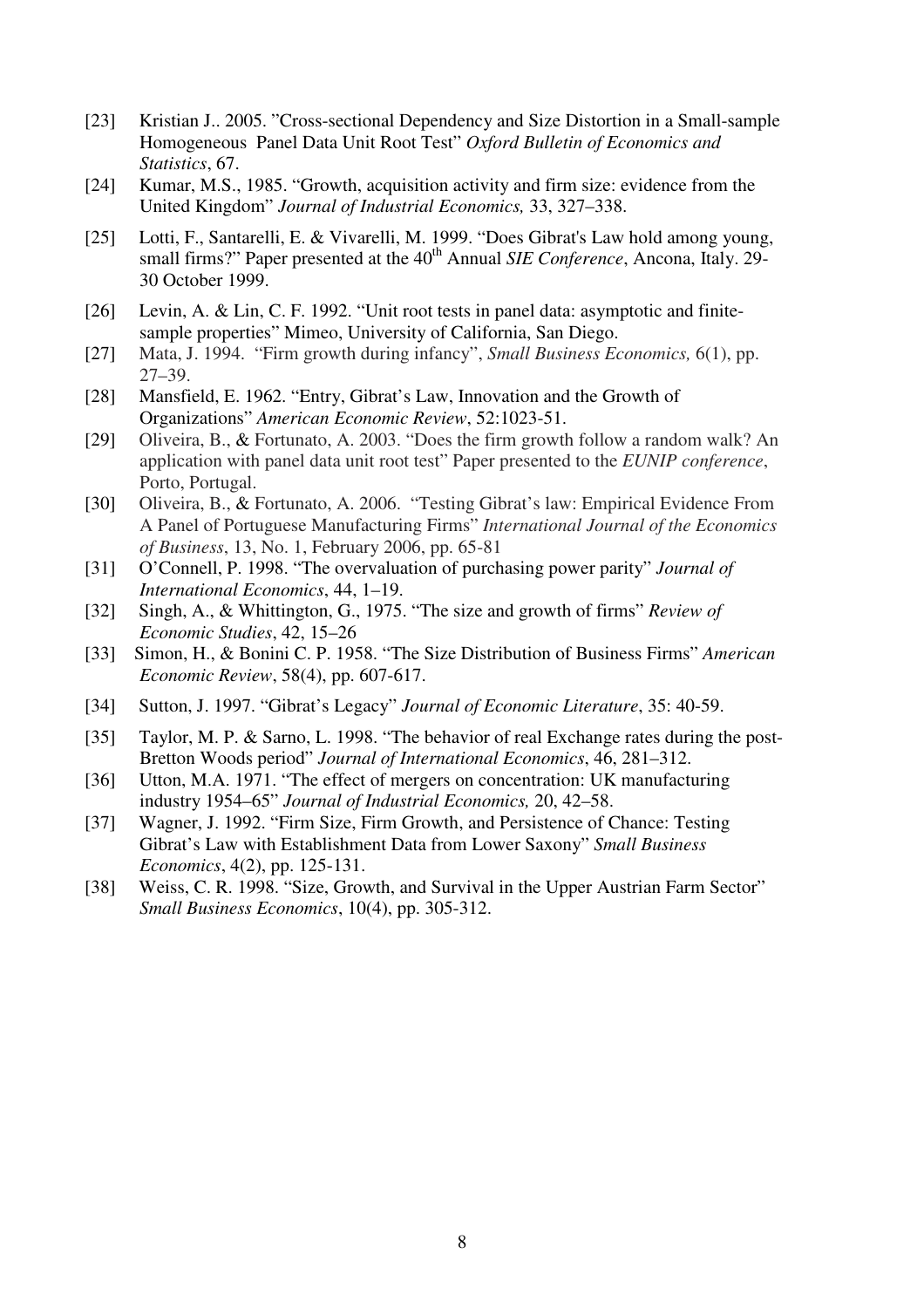[23] Kristian J.. 2005. "Cross-sectional Dependency and Size Distortion in a Small-sample Homogeneous Panel Data Unit Root Test" *Oxford Bulletin of Economics and Statistics*, 67.

[24] Kumar, M.S., 1985. "Growth, acquisition activity and firm size: evidence from the United Kingdom" *Journal of Industrial Economics,* 33, 327–338.

[25] Lotti, F., Santarelli, E. & Vivarelli, M. 1999. "Does Gibrat's Law hold among young, small firms?" Paper presented at the 40th Annual *SIE Conference*, Ancona, Italy. 29-30 October 1999.

[26] Levin, A. & Lin, C. F. 1992. "Unit root tests in panel data: asymptotic and finite-sample properties" Mimeo, University of California, San Diego.

[27] Mata, J. 1994. "Firm growth during infancy", *Small Business Economics,* 6(1), pp. 27–39.

[28] Mansfield, E. 1962. "Entry, Gibrat's Law, Innovation and the Growth of Organizations" *American Economic Review*, 52:1023-51.

[29] Oliveira, B., & Fortunato, A. 2003. "Does the firm growth follow a random walk? An application with panel data unit root test" Paper presented to the *EUNIP conference*, Porto, Portugal.

[30] Oliveira, B., & Fortunato, A. 2006. "Testing Gibrat's law: Empirical Evidence From A Panel of Portuguese Manufacturing Firms" *International Journal of the Economics of Business*, 13, No. 1, February 2006, pp. 65-81

[31] O'Connell, P. 1998. "The overvaluation of purchasing power parity" *Journal of International Economics*, 44, 1–19.

[32] Singh, A., & Whittington, G., 1975. "The size and growth of firms" *Review of Economic Studies*, 42, 15–26

[33] Simon, H., & Bonini C. P. 1958. "The Size Distribution of Business Firms" *American Economic Review*, 58(4), pp. 607-617.

[34] Sutton, J. 1997. "Gibrat's Legacy" *Journal of Economic Literature*, 35: 40-59.

[35] Taylor, M. P. & Sarno, L. 1998. "The behavior of real Exchange rates during the post-Bretton Woods period" *Journal of International Economics*, 46, 281–312.

[36] Utton, M.A. 1971. "The effect of mergers on concentration: UK manufacturing industry 1954–65" *Journal of Industrial Economics,* 20, 42–58.

[37] Wagner, J. 1992. "Firm Size, Firm Growth, and Persistence of Chance: Testing Gibrat's Law with Establishment Data from Lower Saxony" *Small Business Economics*, 4(2), pp. 125-131.

[38] Weiss, C. R. 1998. "Size, Growth, and Survival in the Upper Austrian Farm Sector" *Small Business Economics*, 10(4), pp. 305-312.